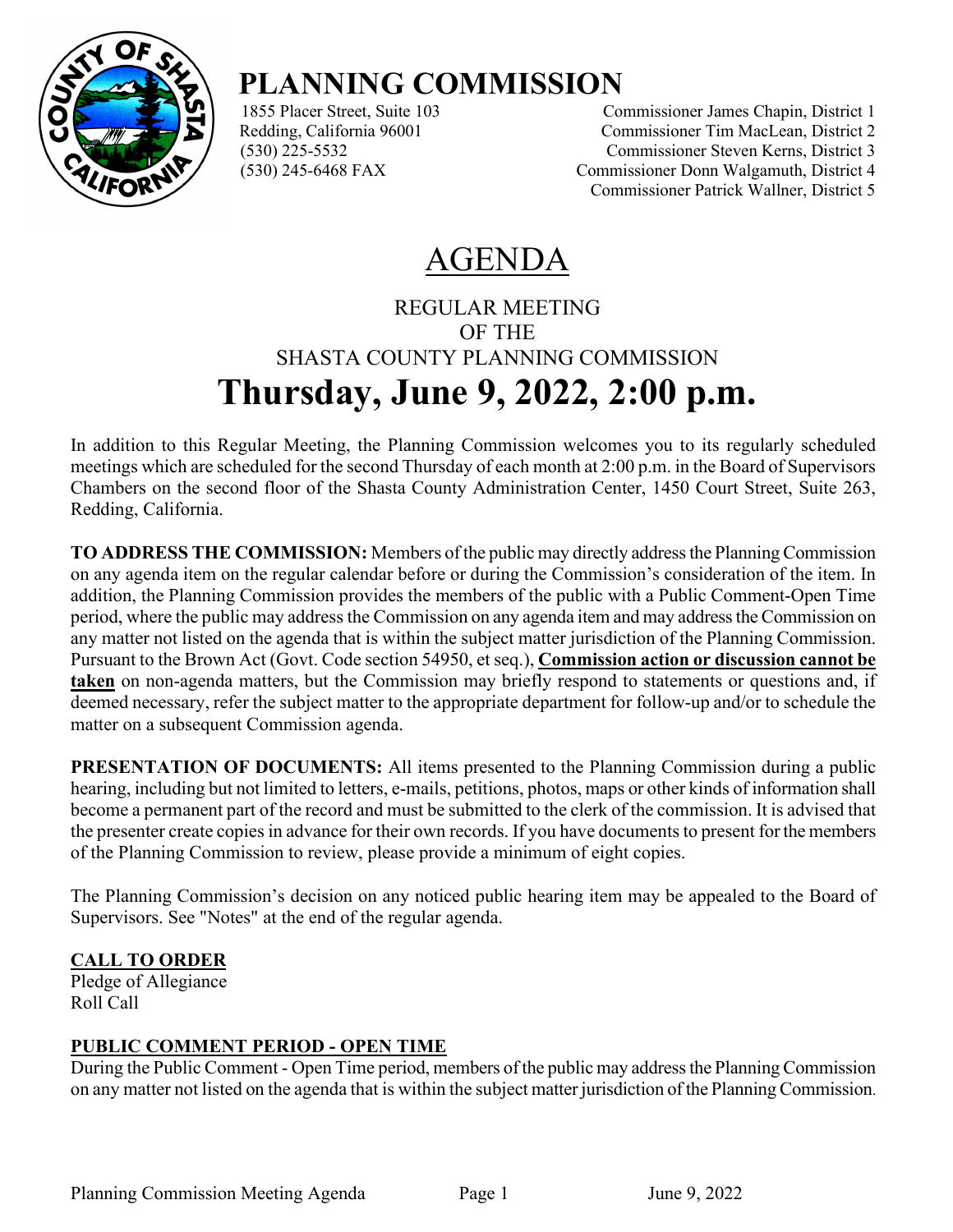# PLANNING COMMISSION

1855 Placer Street, Suite 103
Redding, California 96001
(530) 225-5532
(530) 245-6468 FAX

Commissioner James Chapin, District 1
Commissioner Tim MacLean, District 2
Commissioner Steven Kerns, District 3
Commissioner Donn Walgamuth, District 4
Commissioner Patrick Wallner, District 5

# AGENDA

REGULAR MEETING
OF THE
SHASTA COUNTY PLANNING COMMISSION

## Thursday, June 9, 2022, 2:00 p.m.

In addition to this Regular Meeting, the Planning Commission welcomes you to its regularly scheduled meetings which are scheduled for the second Thursday of each month at 2:00 p.m. in the Board of Supervisors Chambers on the second floor of the Shasta County Administration Center, 1450 Court Street, Suite 263, Redding, California.

**TO ADDRESS THE COMMISSION:** Members of the public may directly address the Planning Commission on any agenda item on the regular calendar before or during the Commission's consideration of the item. In addition, the Planning Commission provides the members of the public with a Public Comment-Open Time period, where the public may address the Commission on any agenda item and may address the Commission on any matter not listed on the agenda that is within the subject matter jurisdiction of the Planning Commission. Pursuant to the Brown Act (Govt. Code section 54950, et seq.), **Commission action or discussion cannot be taken** on non-agenda matters, but the Commission may briefly respond to statements or questions and, if deemed necessary, refer the subject matter to the appropriate department for follow-up and/or to schedule the matter on a subsequent Commission agenda.

**PRESENTATION OF DOCUMENTS:** All items presented to the Planning Commission during a public hearing, including but not limited to letters, e-mails, petitions, photos, maps or other kinds of information shall become a permanent part of the record and must be submitted to the clerk of the commission. It is advised that the presenter create copies in advance for their own records. If you have documents to present for the members of the Planning Commission to review, please provide a minimum of eight copies.

The Planning Commission's decision on any noticed public hearing item may be appealed to the Board of Supervisors. See "Notes" at the end of the regular agenda.

**CALL TO ORDER**
Pledge of Allegiance
Roll Call

**PUBLIC COMMENT PERIOD - OPEN TIME**
During the Public Comment - Open Time period, members of the public may address the Planning Commission on any matter not listed on the agenda that is within the subject matter jurisdiction of the Planning Commission.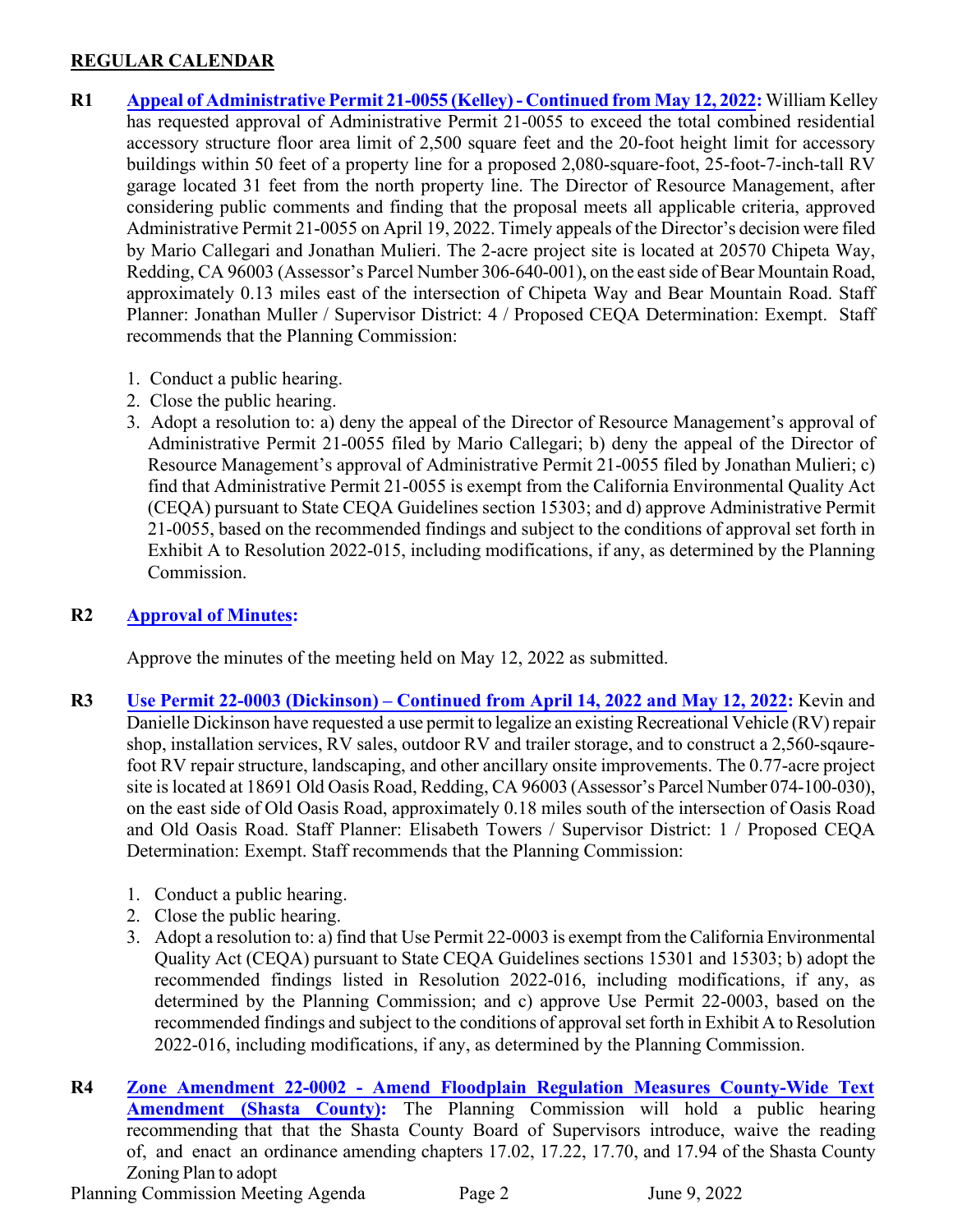## REGULAR CALENDAR

**R1** **Appeal of Administrative Permit 21-0055 (Kelley) - Continued from May 12, 2022:** William Kelley has requested approval of Administrative Permit 21-0055 to exceed the total combined residential accessory structure floor area limit of 2,500 square feet and the 20-foot height limit for accessory buildings within 50 feet of a property line for a proposed 2,080-square-foot, 25-foot-7-inch-tall RV garage located 31 feet from the north property line. The Director of Resource Management, after considering public comments and finding that the proposal meets all applicable criteria, approved Administrative Permit 21-0055 on April 19, 2022. Timely appeals of the Director's decision were filed by Mario Callegari and Jonathan Mulieri. The 2-acre project site is located at 20570 Chipeta Way, Redding, CA 96003 (Assessor's Parcel Number 306-640-001), on the east side of Bear Mountain Road, approximately 0.13 miles east of the intersection of Chipeta Way and Bear Mountain Road. Staff Planner: Jonathan Muller / Supervisor District: 4 / Proposed CEQA Determination: Exempt. Staff recommends that the Planning Commission:

1. Conduct a public hearing.
2. Close the public hearing.
3. Adopt a resolution to: a) deny the appeal of the Director of Resource Management's approval of Administrative Permit 21-0055 filed by Mario Callegari; b) deny the appeal of the Director of Resource Management's approval of Administrative Permit 21-0055 filed by Jonathan Mulieri; c) find that Administrative Permit 21-0055 is exempt from the California Environmental Quality Act (CEQA) pursuant to State CEQA Guidelines section 15303; and d) approve Administrative Permit 21-0055, based on the recommended findings and subject to the conditions of approval set forth in Exhibit A to Resolution 2022-015, including modifications, if any, as determined by the Planning Commission.

**R2** **Approval of Minutes:**

Approve the minutes of the meeting held on May 12, 2022 as submitted.

**R3** **Use Permit 22-0003 (Dickinson) – Continued from April 14, 2022 and May 12, 2022:** Kevin and Danielle Dickinson have requested a use permit to legalize an existing Recreational Vehicle (RV) repair shop, installation services, RV sales, outdoor RV and trailer storage, and to construct a 2,560-sqaure-foot RV repair structure, landscaping, and other ancillary onsite improvements. The 0.77-acre project site is located at 18691 Old Oasis Road, Redding, CA 96003 (Assessor's Parcel Number 074-100-030), on the east side of Old Oasis Road, approximately 0.18 miles south of the intersection of Oasis Road and Old Oasis Road. Staff Planner: Elisabeth Towers / Supervisor District: 1 / Proposed CEQA Determination: Exempt. Staff recommends that the Planning Commission:

1. Conduct a public hearing.
2. Close the public hearing.
3. Adopt a resolution to: a) find that Use Permit 22-0003 is exempt from the California Environmental Quality Act (CEQA) pursuant to State CEQA Guidelines sections 15301 and 15303; b) adopt the recommended findings listed in Resolution 2022-016, including modifications, if any, as determined by the Planning Commission; and c) approve Use Permit 22-0003, based on the recommended findings and subject to the conditions of approval set forth in Exhibit A to Resolution 2022-016, including modifications, if any, as determined by the Planning Commission.

**R4** **Zone Amendment 22-0002 - Amend Floodplain Regulation Measures County-Wide Text Amendment (Shasta County):** The Planning Commission will hold a public hearing recommending that the Shasta County Board of Supervisors introduce, waive the reading of, and enact an ordinance amending chapters 17.02, 17.22, 17.70, and 17.94 of the Shasta County Zoning Plan to adopt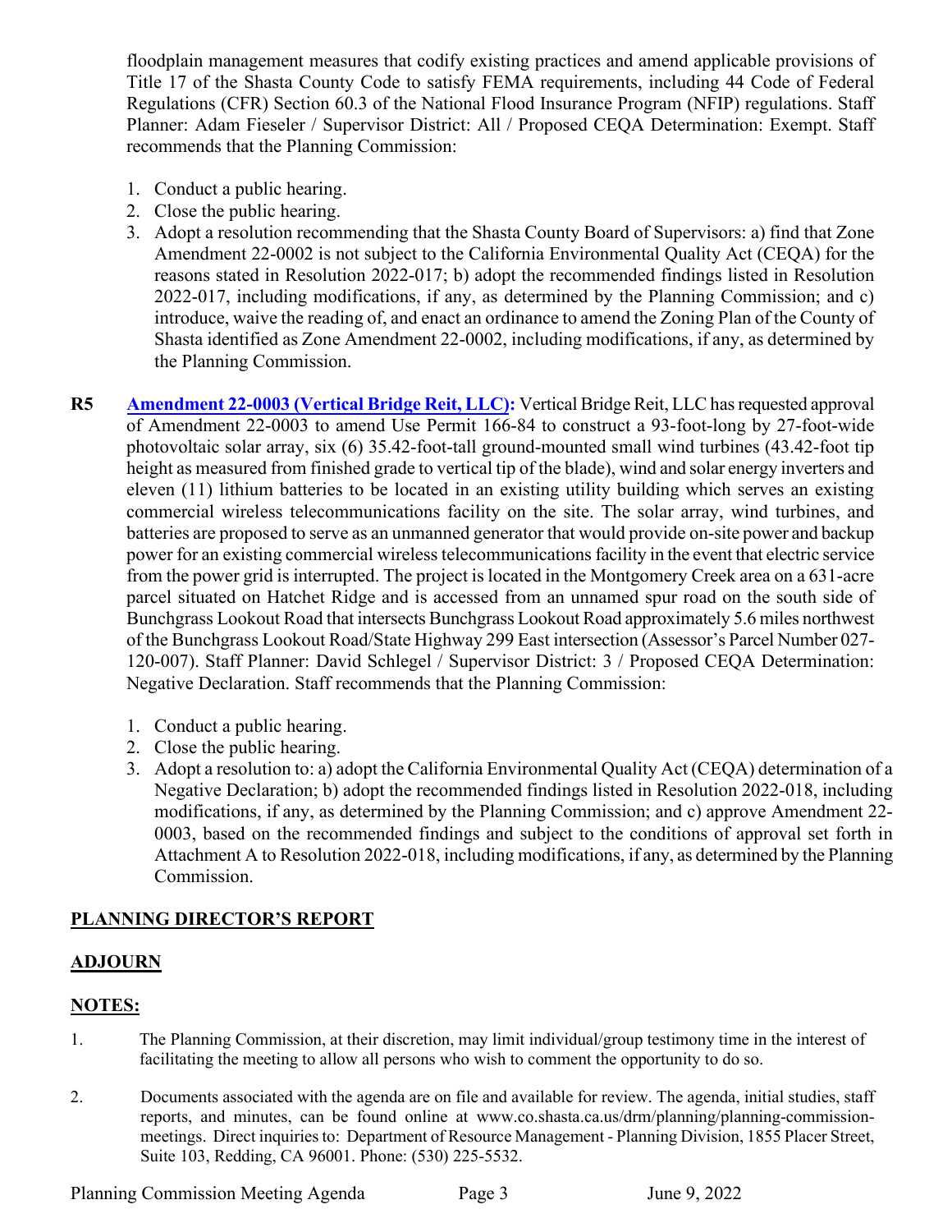floodplain management measures that codify existing practices and amend applicable provisions of Title 17 of the Shasta County Code to satisfy FEMA requirements, including 44 Code of Federal Regulations (CFR) Section 60.3 of the National Flood Insurance Program (NFIP) regulations. Staff Planner: Adam Fieseler / Supervisor District: All / Proposed CEQA Determination: Exempt. Staff recommends that the Planning Commission:

1. Conduct a public hearing.
2. Close the public hearing.
3. Adopt a resolution recommending that the Shasta County Board of Supervisors: a) find that Zone Amendment 22-0002 is not subject to the California Environmental Quality Act (CEQA) for the reasons stated in Resolution 2022-017; b) adopt the recommended findings listed in Resolution 2022-017, including modifications, if any, as determined by the Planning Commission; and c) introduce, waive the reading of, and enact an ordinance to amend the Zoning Plan of the County of Shasta identified as Zone Amendment 22-0002, including modifications, if any, as determined by the Planning Commission.

**R5** **Amendment 22-0003 (Vertical Bridge Reit, LLC):** Vertical Bridge Reit, LLC has requested approval of Amendment 22-0003 to amend Use Permit 166-84 to construct a 93-foot-long by 27-foot-wide photovoltaic solar array, six (6) 35.42-foot-tall ground-mounted small wind turbines (43.42-foot tip height as measured from finished grade to vertical tip of the blade), wind and solar energy inverters and eleven (11) lithium batteries to be located in an existing utility building which serves an existing commercial wireless telecommunications facility on the site. The solar array, wind turbines, and batteries are proposed to serve as an unmanned generator that would provide on-site power and backup power for an existing commercial wireless telecommunications facility in the event that electric service from the power grid is interrupted. The project is located in the Montgomery Creek area on a 631-acre parcel situated on Hatchet Ridge and is accessed from an unnamed spur road on the south side of Bunchgrass Lookout Road that intersects Bunchgrass Lookout Road approximately 5.6 miles northwest of the Bunchgrass Lookout Road/State Highway 299 East intersection (Assessor's Parcel Number 027-120-007). Staff Planner: David Schlegel / Supervisor District: 3 / Proposed CEQA Determination: Negative Declaration. Staff recommends that the Planning Commission:

1. Conduct a public hearing.
2. Close the public hearing.
3. Adopt a resolution to: a) adopt the California Environmental Quality Act (CEQA) determination of a Negative Declaration; b) adopt the recommended findings listed in Resolution 2022-018, including modifications, if any, as determined by the Planning Commission; and c) approve Amendment 22-0003, based on the recommended findings and subject to the conditions of approval set forth in Attachment A to Resolution 2022-018, including modifications, if any, as determined by the Planning Commission.

## PLANNING DIRECTOR'S REPORT

## ADJOURN

## NOTES:

1. The Planning Commission, at their discretion, may limit individual/group testimony time in the interest of facilitating the meeting to allow all persons who wish to comment the opportunity to do so.

2. Documents associated with the agenda are on file and available for review. The agenda, initial studies, staff reports, and minutes, can be found online at www.co.shasta.ca.us/drm/planning/planning-commission-meetings. Direct inquiries to: Department of Resource Management - Planning Division, 1855 Placer Street, Suite 103, Redding, CA 96001. Phone: (530) 225-5532.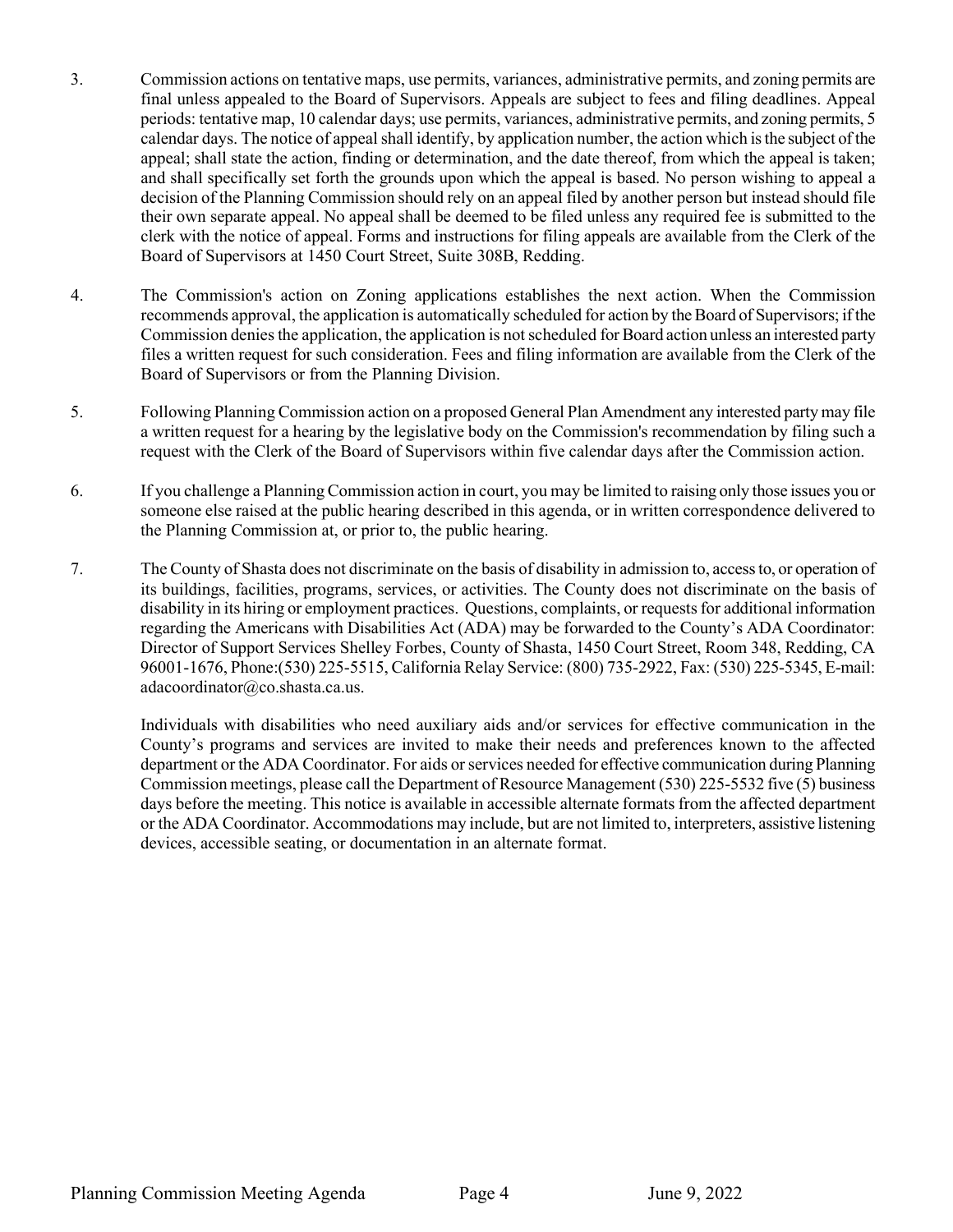3. Commission actions on tentative maps, use permits, variances, administrative permits, and zoning permits are final unless appealed to the Board of Supervisors. Appeals are subject to fees and filing deadlines. Appeal periods: tentative map, 10 calendar days; use permits, variances, administrative permits, and zoning permits, 5 calendar days. The notice of appeal shall identify, by application number, the action which is the subject of the appeal; shall state the action, finding or determination, and the date thereof, from which the appeal is taken; and shall specifically set forth the grounds upon which the appeal is based. No person wishing to appeal a decision of the Planning Commission should rely on an appeal filed by another person but instead should file their own separate appeal. No appeal shall be deemed to be filed unless any required fee is submitted to the clerk with the notice of appeal. Forms and instructions for filing appeals are available from the Clerk of the Board of Supervisors at 1450 Court Street, Suite 308B, Redding.

4. The Commission's action on Zoning applications establishes the next action. When the Commission recommends approval, the application is automatically scheduled for action by the Board of Supervisors; if the Commission denies the application, the application is not scheduled for Board action unless an interested party files a written request for such consideration. Fees and filing information are available from the Clerk of the Board of Supervisors or from the Planning Division.

5. Following Planning Commission action on a proposed General Plan Amendment any interested party may file a written request for a hearing by the legislative body on the Commission's recommendation by filing such a request with the Clerk of the Board of Supervisors within five calendar days after the Commission action.

6. If you challenge a Planning Commission action in court, you may be limited to raising only those issues you or someone else raised at the public hearing described in this agenda, or in written correspondence delivered to the Planning Commission at, or prior to, the public hearing.

7. The County of Shasta does not discriminate on the basis of disability in admission to, access to, or operation of its buildings, facilities, programs, services, or activities. The County does not discriminate on the basis of disability in its hiring or employment practices. Questions, complaints, or requests for additional information regarding the Americans with Disabilities Act (ADA) may be forwarded to the County's ADA Coordinator: Director of Support Services Shelley Forbes, County of Shasta, 1450 Court Street, Room 348, Redding, CA 96001-1676, Phone:(530) 225-5515, California Relay Service: (800) 735-2922, Fax: (530) 225-5345, E-mail: adacoordinator@co.shasta.ca.us.

   Individuals with disabilities who need auxiliary aids and/or services for effective communication in the County's programs and services are invited to make their needs and preferences known to the affected department or the ADA Coordinator. For aids or services needed for effective communication during Planning Commission meetings, please call the Department of Resource Management (530) 225-5532 five (5) business days before the meeting. This notice is available in accessible alternate formats from the affected department or the ADA Coordinator. Accommodations may include, but are not limited to, interpreters, assistive listening devices, accessible seating, or documentation in an alternate format.